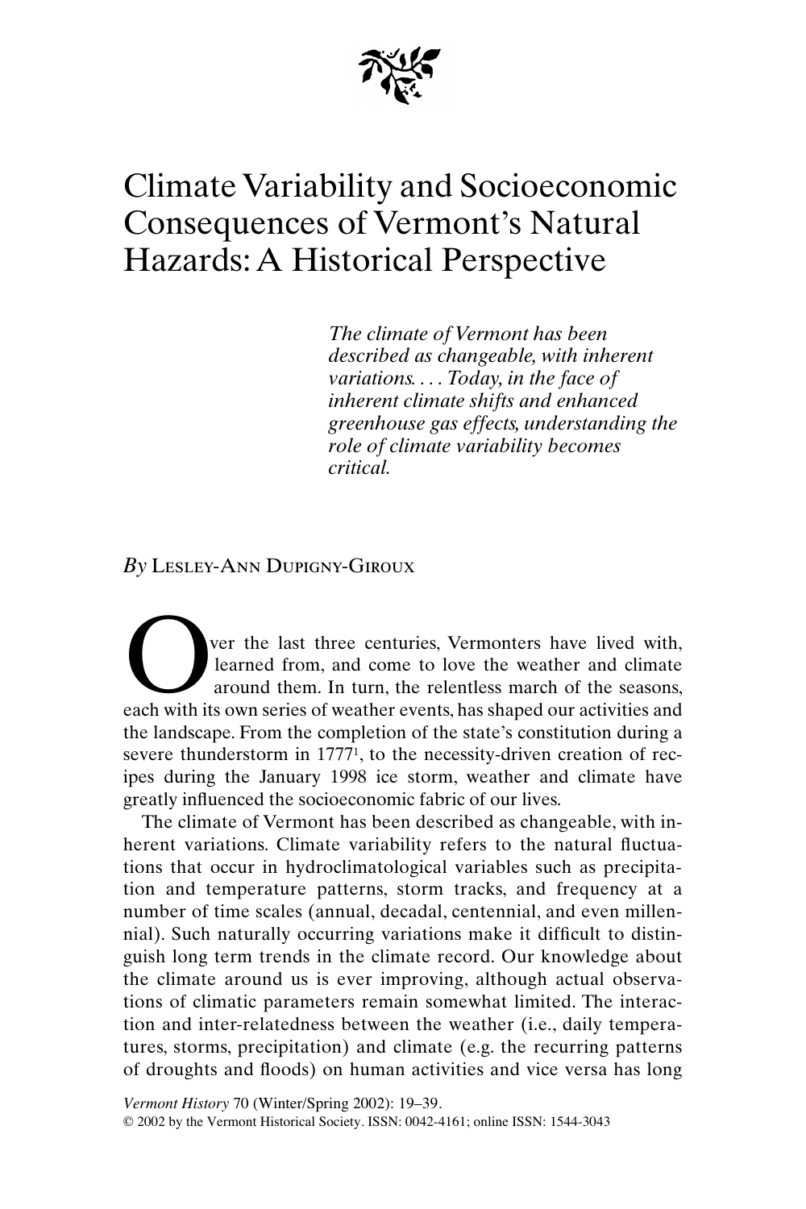# Climate Variability and Socioeconomic Consequences of Vermont's Natural Hazards: A Historical Perspective

*The climate of Vermont has been described as changeable, with inherent variations. . . . Today, in the face of inherent climate shifts and enhanced greenhouse gas effects, understanding the role of climate variability becomes critical.*

*By* LESLEY-ANN DUPIGNY-GIROUX

Over the last three centuries, Vermonters have lived with, learned from, and come to love the weather and climate around them. In turn, the relentless march of the seasons, each with its own series of weather events, has shaped our activities and the landscape. From the completion of the state's constitution during a severe thunderstorm in 1777[1], to the necessity-driven creation of recipes during the January 1998 ice storm, weather and climate have greatly influenced the socioeconomic fabric of our lives.

The climate of Vermont has been described as changeable, with inherent variations. Climate variability refers to the natural fluctuations that occur in hydroclimatological variables such as precipitation and temperature patterns, storm tracks, and frequency at a number of time scales (annual, decadal, centennial, and even millennial). Such naturally occurring variations make it difficult to distinguish long term trends in the climate record. Our knowledge about the climate around us is ever improving, although actual observations of climatic parameters remain somewhat limited. The interaction and inter-relatedness between the weather (i.e., daily temperatures, storms, precipitation) and climate (e.g. the recurring patterns of droughts and floods) on human activities and vice versa has long

*Vermont History* 70 (Winter/Spring 2002): 19–39.
© 2002 by the Vermont Historical Society. ISSN: 0042-4161; online ISSN: 1544-3043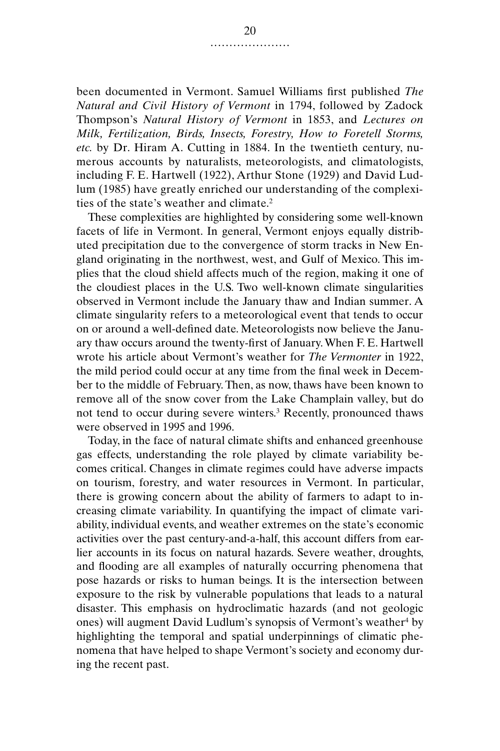been documented in Vermont. Samuel Williams first published *The Natural and Civil History of Vermont* in 1794, followed by Zadock Thompson's *Natural History of Vermont* in 1853, and *Lectures on Milk, Fertilization, Birds, Insects, Forestry, How to Foretell Storms, etc.* by Dr. Hiram A. Cutting in 1884. In the twentieth century, numerous accounts by naturalists, meteorologists, and climatologists, including F. E. Hartwell (1922), Arthur Stone (1929) and David Ludlum (1985) have greatly enriched our understanding of the complexities of the state's weather and climate.[2]

These complexities are highlighted by considering some well-known facets of life in Vermont. In general, Vermont enjoys equally distributed precipitation due to the convergence of storm tracks in New England originating in the northwest, west, and Gulf of Mexico. This implies that the cloud shield affects much of the region, making it one of the cloudiest places in the U.S. Two well-known climate singularities observed in Vermont include the January thaw and Indian summer. A climate singularity refers to a meteorological event that tends to occur on or around a well-defined date. Meteorologists now believe the January thaw occurs around the twenty-first of January. When F. E. Hartwell wrote his article about Vermont's weather for *The Vermonter* in 1922, the mild period could occur at any time from the final week in December to the middle of February. Then, as now, thaws have been known to remove all of the snow cover from the Lake Champlain valley, but do not tend to occur during severe winters.[3] Recently, pronounced thaws were observed in 1995 and 1996.

Today, in the face of natural climate shifts and enhanced greenhouse gas effects, understanding the role played by climate variability becomes critical. Changes in climate regimes could have adverse impacts on tourism, forestry, and water resources in Vermont. In particular, there is growing concern about the ability of farmers to adapt to increasing climate variability. In quantifying the impact of climate variability, individual events, and weather extremes on the state's economic activities over the past century-and-a-half, this account differs from earlier accounts in its focus on natural hazards. Severe weather, droughts, and flooding are all examples of naturally occurring phenomena that pose hazards or risks to human beings. It is the intersection between exposure to the risk by vulnerable populations that leads to a natural disaster. This emphasis on hydroclimatic hazards (and not geologic ones) will augment David Ludlum's synopsis of Vermont's weather[4] by highlighting the temporal and spatial underpinnings of climatic phenomena that have helped to shape Vermont's society and economy during the recent past.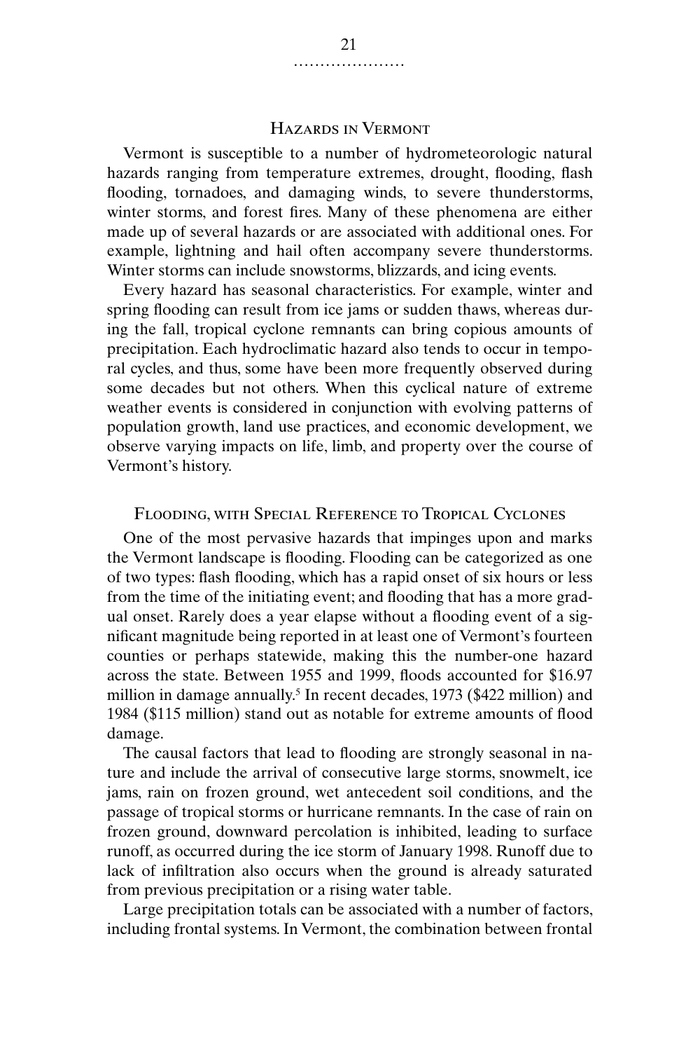## Hazards in Vermont

Vermont is susceptible to a number of hydrometeorologic natural hazards ranging from temperature extremes, drought, flooding, flash flooding, tornadoes, and damaging winds, to severe thunderstorms, winter storms, and forest fires. Many of these phenomena are either made up of several hazards or are associated with additional ones. For example, lightning and hail often accompany severe thunderstorms. Winter storms can include snowstorms, blizzards, and icing events.

Every hazard has seasonal characteristics. For example, winter and spring flooding can result from ice jams or sudden thaws, whereas during the fall, tropical cyclone remnants can bring copious amounts of precipitation. Each hydroclimatic hazard also tends to occur in temporal cycles, and thus, some have been more frequently observed during some decades but not others. When this cyclical nature of extreme weather events is considered in conjunction with evolving patterns of population growth, land use practices, and economic development, we observe varying impacts on life, limb, and property over the course of Vermont's history.

## Flooding, with Special Reference to Tropical Cyclones

One of the most pervasive hazards that impinges upon and marks the Vermont landscape is flooding. Flooding can be categorized as one of two types: flash flooding, which has a rapid onset of six hours or less from the time of the initiating event; and flooding that has a more gradual onset. Rarely does a year elapse without a flooding event of a significant magnitude being reported in at least one of Vermont's fourteen counties or perhaps statewide, making this the number-one hazard across the state. Between 1955 and 1999, floods accounted for $16.97 million in damage annually.[5] In recent decades, 1973 ($422 million) and 1984 ($115 million) stand out as notable for extreme amounts of flood damage.

The causal factors that lead to flooding are strongly seasonal in nature and include the arrival of consecutive large storms, snowmelt, ice jams, rain on frozen ground, wet antecedent soil conditions, and the passage of tropical storms or hurricane remnants. In the case of rain on frozen ground, downward percolation is inhibited, leading to surface runoff, as occurred during the ice storm of January 1998. Runoff due to lack of infiltration also occurs when the ground is already saturated from previous precipitation or a rising water table.

Large precipitation totals can be associated with a number of factors, including frontal systems. In Vermont, the combination between frontal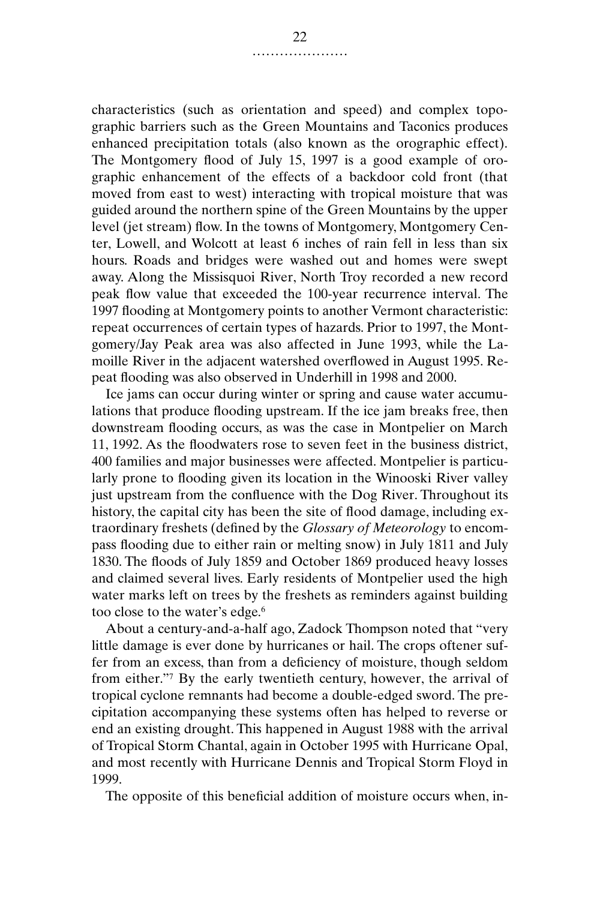characteristics (such as orientation and speed) and complex topographic barriers such as the Green Mountains and Taconics produces enhanced precipitation totals (also known as the orographic effect). The Montgomery flood of July 15, 1997 is a good example of orographic enhancement of the effects of a backdoor cold front (that moved from east to west) interacting with tropical moisture that was guided around the northern spine of the Green Mountains by the upper level (jet stream) flow. In the towns of Montgomery, Montgomery Center, Lowell, and Wolcott at least 6 inches of rain fell in less than six hours. Roads and bridges were washed out and homes were swept away. Along the Missisquoi River, North Troy recorded a new record peak flow value that exceeded the 100-year recurrence interval. The 1997 flooding at Montgomery points to another Vermont characteristic: repeat occurrences of certain types of hazards. Prior to 1997, the Montgomery/Jay Peak area was also affected in June 1993, while the Lamoille River in the adjacent watershed overflowed in August 1995. Repeat flooding was also observed in Underhill in 1998 and 2000.

Ice jams can occur during winter or spring and cause water accumulations that produce flooding upstream. If the ice jam breaks free, then downstream flooding occurs, as was the case in Montpelier on March 11, 1992. As the floodwaters rose to seven feet in the business district, 400 families and major businesses were affected. Montpelier is particularly prone to flooding given its location in the Winooski River valley just upstream from the confluence with the Dog River. Throughout its history, the capital city has been the site of flood damage, including extraordinary freshets (defined by the *Glossary of Meteorology* to encompass flooding due to either rain or melting snow) in July 1811 and July 1830. The floods of July 1859 and October 1869 produced heavy losses and claimed several lives. Early residents of Montpelier used the high water marks left on trees by the freshets as reminders against building too close to the water's edge.[6]

About a century-and-a-half ago, Zadock Thompson noted that "very little damage is ever done by hurricanes or hail. The crops oftener suffer from an excess, than from a deficiency of moisture, though seldom from either."[7] By the early twentieth century, however, the arrival of tropical cyclone remnants had become a double-edged sword. The precipitation accompanying these systems often has helped to reverse or end an existing drought. This happened in August 1988 with the arrival of Tropical Storm Chantal, again in October 1995 with Hurricane Opal, and most recently with Hurricane Dennis and Tropical Storm Floyd in 1999.

The opposite of this beneficial addition of moisture occurs when, in-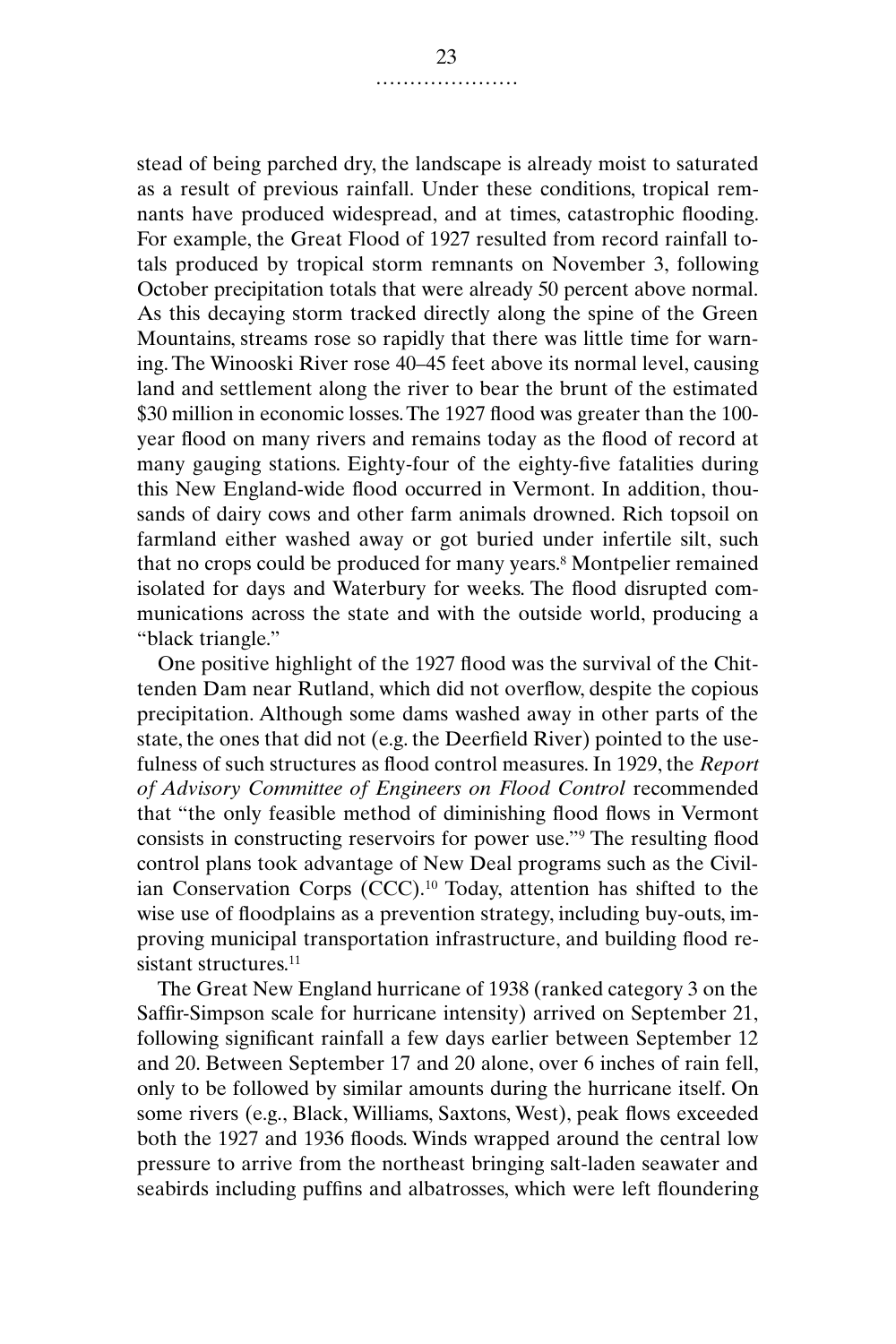stead of being parched dry, the landscape is already moist to saturated as a result of previous rainfall. Under these conditions, tropical remnants have produced widespread, and at times, catastrophic flooding. For example, the Great Flood of 1927 resulted from record rainfall totals produced by tropical storm remnants on November 3, following October precipitation totals that were already 50 percent above normal. As this decaying storm tracked directly along the spine of the Green Mountains, streams rose so rapidly that there was little time for warning. The Winooski River rose 40–45 feet above its normal level, causing land and settlement along the river to bear the brunt of the estimated $30 million in economic losses. The 1927 flood was greater than the 100-year flood on many rivers and remains today as the flood of record at many gauging stations. Eighty-four of the eighty-five fatalities during this New England-wide flood occurred in Vermont. In addition, thousands of dairy cows and other farm animals drowned. Rich topsoil on farmland either washed away or got buried under infertile silt, such that no crops could be produced for many years.[8] Montpelier remained isolated for days and Waterbury for weeks. The flood disrupted communications across the state and with the outside world, producing a "black triangle."

One positive highlight of the 1927 flood was the survival of the Chittenden Dam near Rutland, which did not overflow, despite the copious precipitation. Although some dams washed away in other parts of the state, the ones that did not (e.g. the Deerfield River) pointed to the usefulness of such structures as flood control measures. In 1929, the *Report of Advisory Committee of Engineers on Flood Control* recommended that "the only feasible method of diminishing flood flows in Vermont consists in constructing reservoirs for power use."[9] The resulting flood control plans took advantage of New Deal programs such as the Civilian Conservation Corps (CCC).[10] Today, attention has shifted to the wise use of floodplains as a prevention strategy, including buy-outs, improving municipal transportation infrastructure, and building flood resistant structures.[11]

The Great New England hurricane of 1938 (ranked category 3 on the Saffir-Simpson scale for hurricane intensity) arrived on September 21, following significant rainfall a few days earlier between September 12 and 20. Between September 17 and 20 alone, over 6 inches of rain fell, only to be followed by similar amounts during the hurricane itself. On some rivers (e.g., Black, Williams, Saxtons, West), peak flows exceeded both the 1927 and 1936 floods. Winds wrapped around the central low pressure to arrive from the northeast bringing salt-laden seawater and seabirds including puffins and albatrosses, which were left floundering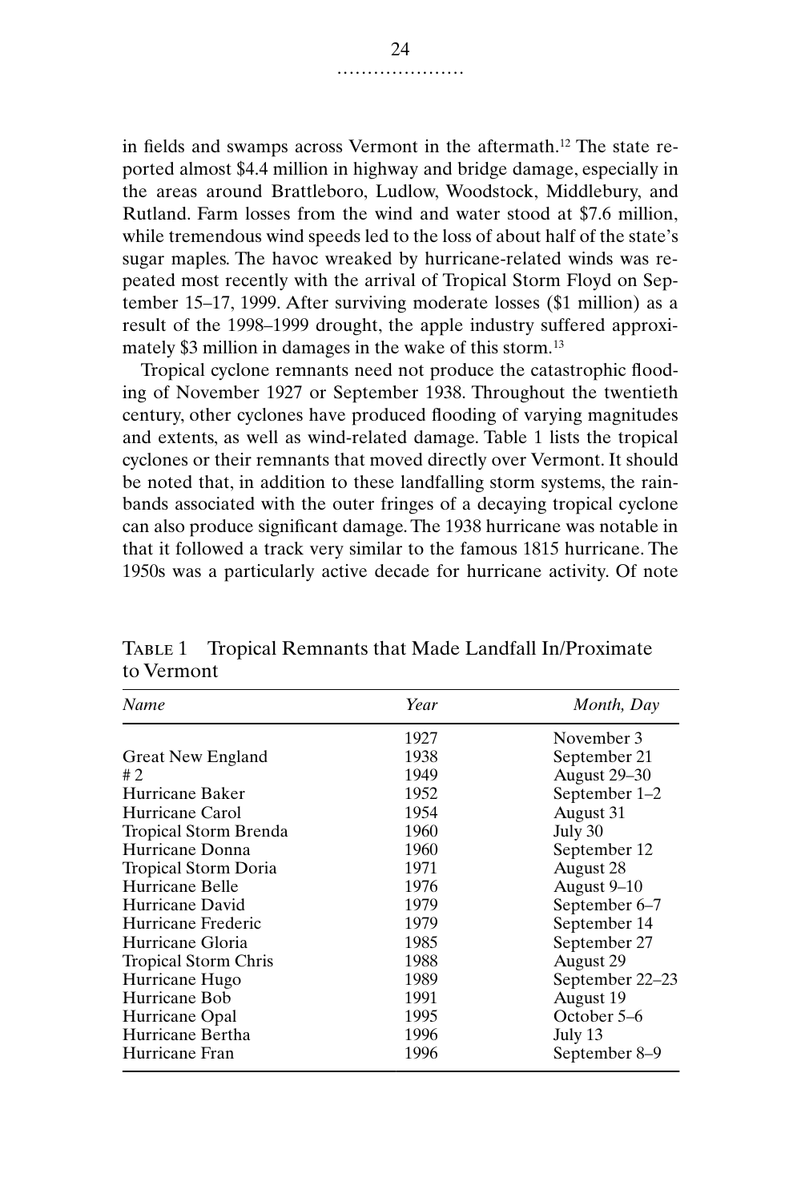in fields and swamps across Vermont in the aftermath.[12] The state reported almost \$4.4 million in highway and bridge damage, especially in the areas around Brattleboro, Ludlow, Woodstock, Middlebury, and Rutland. Farm losses from the wind and water stood at \$7.6 million, while tremendous wind speeds led to the loss of about half of the state's sugar maples. The havoc wreaked by hurricane-related winds was repeated most recently with the arrival of Tropical Storm Floyd on September 15–17, 1999. After surviving moderate losses (\$1 million) as a result of the 1998–1999 drought, the apple industry suffered approximately \$3 million in damages in the wake of this storm.[13]

Tropical cyclone remnants need not produce the catastrophic flooding of November 1927 or September 1938. Throughout the twentieth century, other cyclones have produced flooding of varying magnitudes and extents, as well as wind-related damage. Table 1 lists the tropical cyclones or their remnants that moved directly over Vermont. It should be noted that, in addition to these landfalling storm systems, the rainbands associated with the outer fringes of a decaying tropical cyclone can also produce significant damage. The 1938 hurricane was notable in that it followed a track very similar to the famous 1815 hurricane. The 1950s was a particularly active decade for hurricane activity. Of note

TABLE 1 Tropical Remnants that Made Landfall In/Proximate to Vermont

| *Name* | *Year* | *Month, Day* |
|---|---|---|
| | 1927 | November 3 |
| Great New England | 1938 | September 21 |
| # 2 | 1949 | August 29–30 |
| Hurricane Baker | 1952 | September 1–2 |
| Hurricane Carol | 1954 | August 31 |
| Tropical Storm Brenda | 1960 | July 30 |
| Hurricane Donna | 1960 | September 12 |
| Tropical Storm Doria | 1971 | August 28 |
| Hurricane Belle | 1976 | August 9–10 |
| Hurricane David | 1979 | September 6–7 |
| Hurricane Frederic | 1979 | September 14 |
| Hurricane Gloria | 1985 | September 27 |
| Tropical Storm Chris | 1988 | August 29 |
| Hurricane Hugo | 1989 | September 22–23 |
| Hurricane Bob | 1991 | August 19 |
| Hurricane Opal | 1995 | October 5–6 |
| Hurricane Bertha | 1996 | July 13 |
| Hurricane Fran | 1996 | September 8–9 |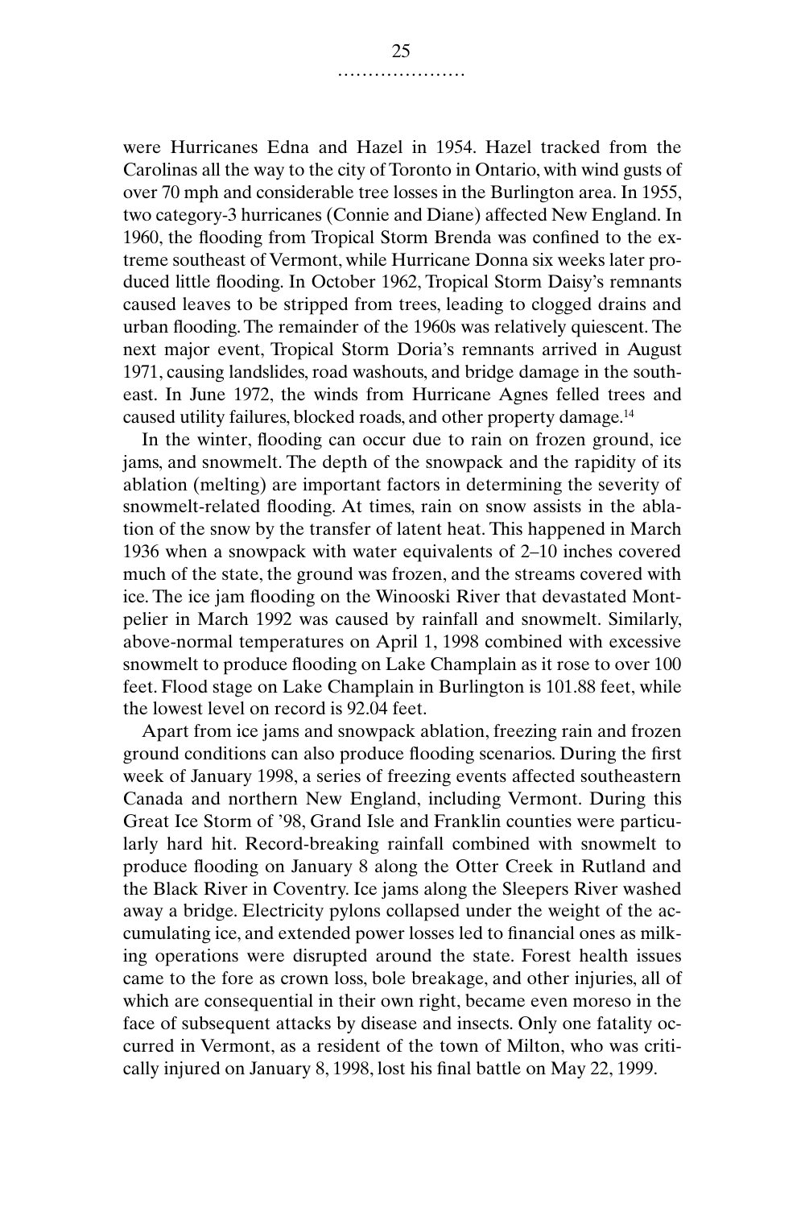were Hurricanes Edna and Hazel in 1954. Hazel tracked from the Carolinas all the way to the city of Toronto in Ontario, with wind gusts of over 70 mph and considerable tree losses in the Burlington area. In 1955, two category-3 hurricanes (Connie and Diane) affected New England. In 1960, the flooding from Tropical Storm Brenda was confined to the extreme southeast of Vermont, while Hurricane Donna six weeks later produced little flooding. In October 1962, Tropical Storm Daisy's remnants caused leaves to be stripped from trees, leading to clogged drains and urban flooding. The remainder of the 1960s was relatively quiescent. The next major event, Tropical Storm Doria's remnants arrived in August 1971, causing landslides, road washouts, and bridge damage in the southeast. In June 1972, the winds from Hurricane Agnes felled trees and caused utility failures, blocked roads, and other property damage.[14]

In the winter, flooding can occur due to rain on frozen ground, ice jams, and snowmelt. The depth of the snowpack and the rapidity of its ablation (melting) are important factors in determining the severity of snowmelt-related flooding. At times, rain on snow assists in the ablation of the snow by the transfer of latent heat. This happened in March 1936 when a snowpack with water equivalents of 2–10 inches covered much of the state, the ground was frozen, and the streams covered with ice. The ice jam flooding on the Winooski River that devastated Montpelier in March 1992 was caused by rainfall and snowmelt. Similarly, above-normal temperatures on April 1, 1998 combined with excessive snowmelt to produce flooding on Lake Champlain as it rose to over 100 feet. Flood stage on Lake Champlain in Burlington is 101.88 feet, while the lowest level on record is 92.04 feet.

Apart from ice jams and snowpack ablation, freezing rain and frozen ground conditions can also produce flooding scenarios. During the first week of January 1998, a series of freezing events affected southeastern Canada and northern New England, including Vermont. During this Great Ice Storm of '98, Grand Isle and Franklin counties were particularly hard hit. Record-breaking rainfall combined with snowmelt to produce flooding on January 8 along the Otter Creek in Rutland and the Black River in Coventry. Ice jams along the Sleepers River washed away a bridge. Electricity pylons collapsed under the weight of the accumulating ice, and extended power losses led to financial ones as milking operations were disrupted around the state. Forest health issues came to the fore as crown loss, bole breakage, and other injuries, all of which are consequential in their own right, became even moreso in the face of subsequent attacks by disease and insects. Only one fatality occurred in Vermont, as a resident of the town of Milton, who was critically injured on January 8, 1998, lost his final battle on May 22, 1999.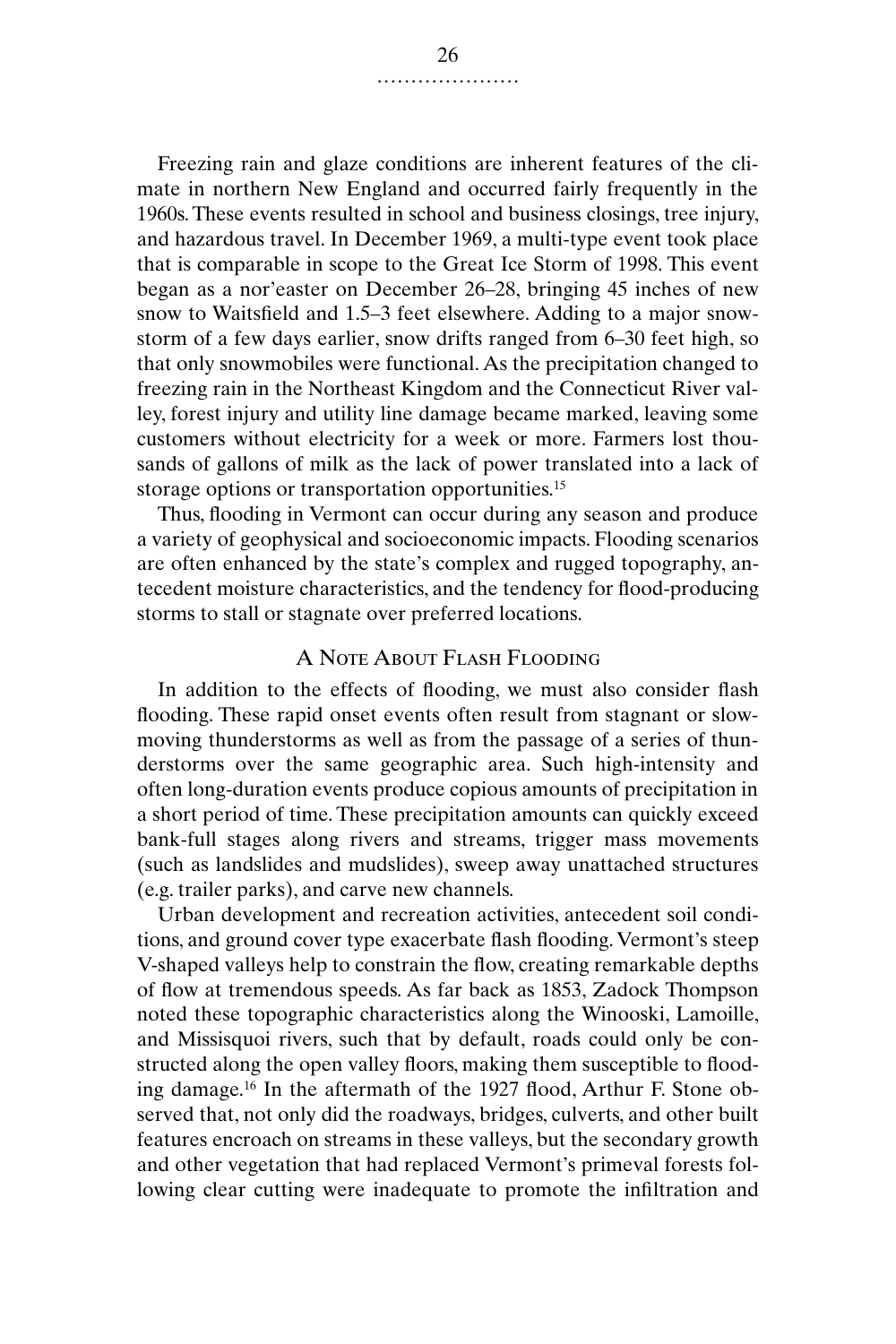Freezing rain and glaze conditions are inherent features of the climate in northern New England and occurred fairly frequently in the 1960s. These events resulted in school and business closings, tree injury, and hazardous travel. In December 1969, a multi-type event took place that is comparable in scope to the Great Ice Storm of 1998. This event began as a nor'easter on December 26–28, bringing 45 inches of new snow to Waitsfield and 1.5–3 feet elsewhere. Adding to a major snowstorm of a few days earlier, snow drifts ranged from 6–30 feet high, so that only snowmobiles were functional. As the precipitation changed to freezing rain in the Northeast Kingdom and the Connecticut River valley, forest injury and utility line damage became marked, leaving some customers without electricity for a week or more. Farmers lost thousands of gallons of milk as the lack of power translated into a lack of storage options or transportation opportunities.[15]

Thus, flooding in Vermont can occur during any season and produce a variety of geophysical and socioeconomic impacts. Flooding scenarios are often enhanced by the state's complex and rugged topography, antecedent moisture characteristics, and the tendency for flood-producing storms to stall or stagnate over preferred locations.

## A Note About Flash Flooding

In addition to the effects of flooding, we must also consider flash flooding. These rapid onset events often result from stagnant or slow-moving thunderstorms as well as from the passage of a series of thunderstorms over the same geographic area. Such high-intensity and often long-duration events produce copious amounts of precipitation in a short period of time. These precipitation amounts can quickly exceed bank-full stages along rivers and streams, trigger mass movements (such as landslides and mudslides), sweep away unattached structures (e.g. trailer parks), and carve new channels.

Urban development and recreation activities, antecedent soil conditions, and ground cover type exacerbate flash flooding. Vermont's steep V-shaped valleys help to constrain the flow, creating remarkable depths of flow at tremendous speeds. As far back as 1853, Zadock Thompson noted these topographic characteristics along the Winooski, Lamoille, and Missisquoi rivers, such that by default, roads could only be constructed along the open valley floors, making them susceptible to flooding damage.[16] In the aftermath of the 1927 flood, Arthur F. Stone observed that, not only did the roadways, bridges, culverts, and other built features encroach on streams in these valleys, but the secondary growth and other vegetation that had replaced Vermont's primeval forests following clear cutting were inadequate to promote the infiltration and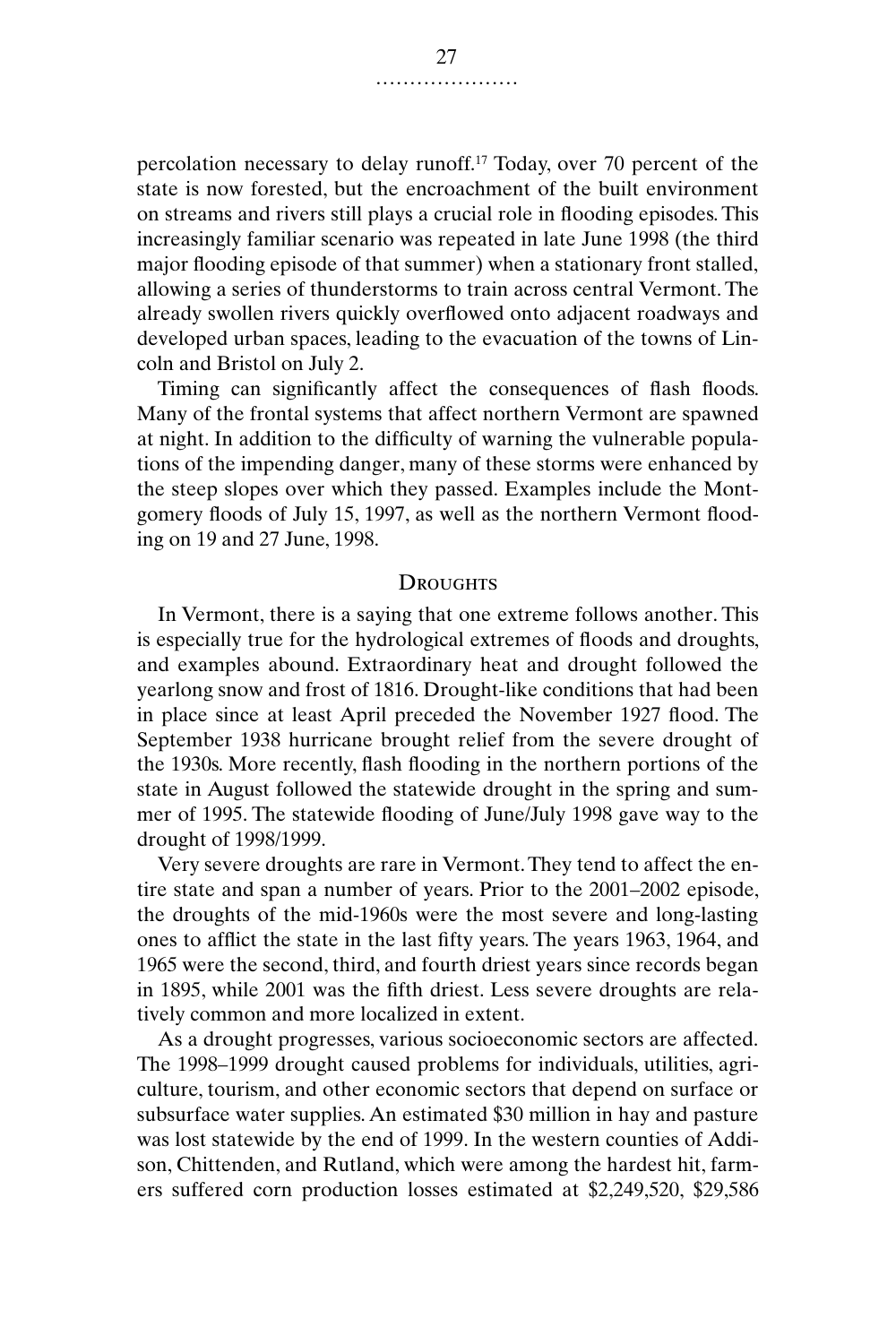percolation necessary to delay runoff.[17] Today, over 70 percent of the state is now forested, but the encroachment of the built environment on streams and rivers still plays a crucial role in flooding episodes. This increasingly familiar scenario was repeated in late June 1998 (the third major flooding episode of that summer) when a stationary front stalled, allowing a series of thunderstorms to train across central Vermont. The already swollen rivers quickly overflowed onto adjacent roadways and developed urban spaces, leading to the evacuation of the towns of Lincoln and Bristol on July 2.

Timing can significantly affect the consequences of flash floods. Many of the frontal systems that affect northern Vermont are spawned at night. In addition to the difficulty of warning the vulnerable populations of the impending danger, many of these storms were enhanced by the steep slopes over which they passed. Examples include the Montgomery floods of July 15, 1997, as well as the northern Vermont flooding on 19 and 27 June, 1998.

## Droughts

In Vermont, there is a saying that one extreme follows another. This is especially true for the hydrological extremes of floods and droughts, and examples abound. Extraordinary heat and drought followed the yearlong snow and frost of 1816. Drought-like conditions that had been in place since at least April preceded the November 1927 flood. The September 1938 hurricane brought relief from the severe drought of the 1930s. More recently, flash flooding in the northern portions of the state in August followed the statewide drought in the spring and summer of 1995. The statewide flooding of June/July 1998 gave way to the drought of 1998/1999.

Very severe droughts are rare in Vermont. They tend to affect the entire state and span a number of years. Prior to the 2001–2002 episode, the droughts of the mid-1960s were the most severe and long-lasting ones to afflict the state in the last fifty years. The years 1963, 1964, and 1965 were the second, third, and fourth driest years since records began in 1895, while 2001 was the fifth driest. Less severe droughts are relatively common and more localized in extent.

As a drought progresses, various socioeconomic sectors are affected. The 1998–1999 drought caused problems for individuals, utilities, agriculture, tourism, and other economic sectors that depend on surface or subsurface water supplies. An estimated $30 million in hay and pasture was lost statewide by the end of 1999. In the western counties of Addison, Chittenden, and Rutland, which were among the hardest hit, farmers suffered corn production losses estimated at $2,249,520, $29,586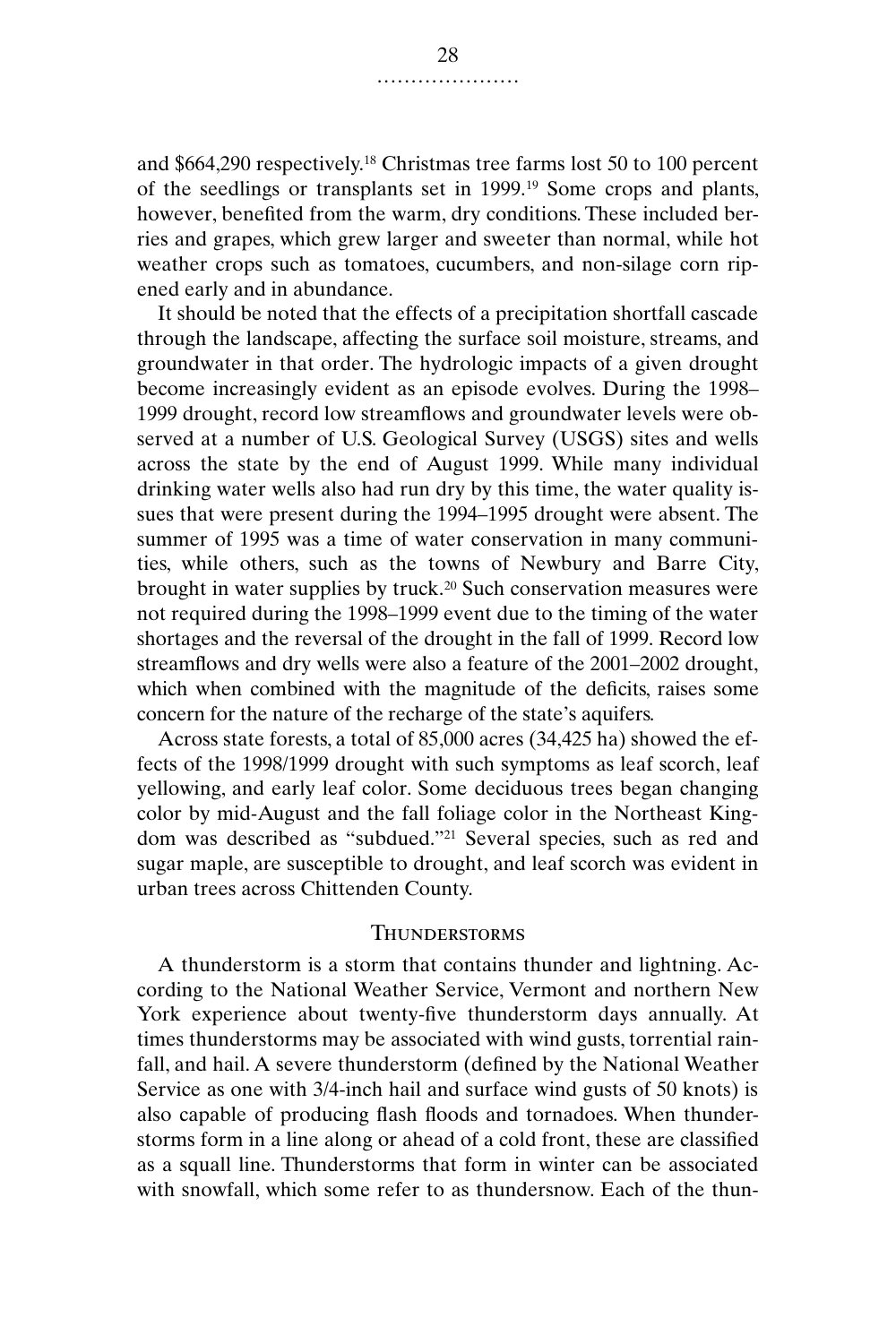and $664,290 respectively.[18] Christmas tree farms lost 50 to 100 percent of the seedlings or transplants set in 1999.[19] Some crops and plants, however, benefited from the warm, dry conditions. These included berries and grapes, which grew larger and sweeter than normal, while hot weather crops such as tomatoes, cucumbers, and non-silage corn ripened early and in abundance.

It should be noted that the effects of a precipitation shortfall cascade through the landscape, affecting the surface soil moisture, streams, and groundwater in that order. The hydrologic impacts of a given drought become increasingly evident as an episode evolves. During the 1998–1999 drought, record low streamflows and groundwater levels were observed at a number of U.S. Geological Survey (USGS) sites and wells across the state by the end of August 1999. While many individual drinking water wells also had run dry by this time, the water quality issues that were present during the 1994–1995 drought were absent. The summer of 1995 was a time of water conservation in many communities, while others, such as the towns of Newbury and Barre City, brought in water supplies by truck.[20] Such conservation measures were not required during the 1998–1999 event due to the timing of the water shortages and the reversal of the drought in the fall of 1999. Record low streamflows and dry wells were also a feature of the 2001–2002 drought, which when combined with the magnitude of the deficits, raises some concern for the nature of the recharge of the state's aquifers.

Across state forests, a total of 85,000 acres (34,425 ha) showed the effects of the 1998/1999 drought with such symptoms as leaf scorch, leaf yellowing, and early leaf color. Some deciduous trees began changing color by mid-August and the fall foliage color in the Northeast Kingdom was described as "subdued."[21] Several species, such as red and sugar maple, are susceptible to drought, and leaf scorch was evident in urban trees across Chittenden County.

## Thunderstorms

A thunderstorm is a storm that contains thunder and lightning. According to the National Weather Service, Vermont and northern New York experience about twenty-five thunderstorm days annually. At times thunderstorms may be associated with wind gusts, torrential rainfall, and hail. A severe thunderstorm (defined by the National Weather Service as one with 3/4-inch hail and surface wind gusts of 50 knots) is also capable of producing flash floods and tornadoes. When thunderstorms form in a line along or ahead of a cold front, these are classified as a squall line. Thunderstorms that form in winter can be associated with snowfall, which some refer to as thundersnow. Each of the thun-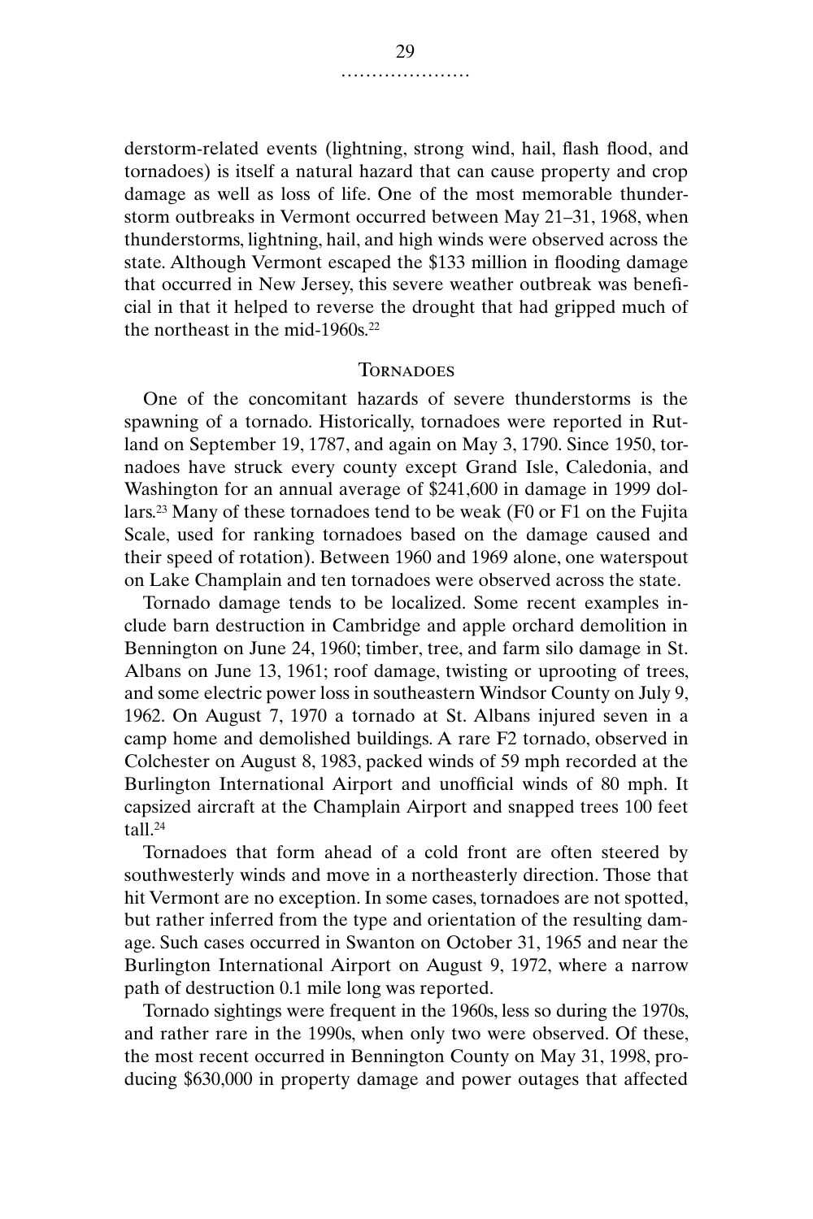derstorm-related events (lightning, strong wind, hail, flash flood, and tornadoes) is itself a natural hazard that can cause property and crop damage as well as loss of life. One of the most memorable thunderstorm outbreaks in Vermont occurred between May 21–31, 1968, when thunderstorms, lightning, hail, and high winds were observed across the state. Although Vermont escaped the $133 million in flooding damage that occurred in New Jersey, this severe weather outbreak was beneficial in that it helped to reverse the drought that had gripped much of the northeast in the mid-1960s.[22]

## Tornadoes

One of the concomitant hazards of severe thunderstorms is the spawning of a tornado. Historically, tornadoes were reported in Rutland on September 19, 1787, and again on May 3, 1790. Since 1950, tornadoes have struck every county except Grand Isle, Caledonia, and Washington for an annual average of $241,600 in damage in 1999 dollars.[23] Many of these tornadoes tend to be weak (F0 or F1 on the Fujita Scale, used for ranking tornadoes based on the damage caused and their speed of rotation). Between 1960 and 1969 alone, one waterspout on Lake Champlain and ten tornadoes were observed across the state.

Tornado damage tends to be localized. Some recent examples include barn destruction in Cambridge and apple orchard demolition in Bennington on June 24, 1960; timber, tree, and farm silo damage in St. Albans on June 13, 1961; roof damage, twisting or uprooting of trees, and some electric power loss in southeastern Windsor County on July 9, 1962. On August 7, 1970 a tornado at St. Albans injured seven in a camp home and demolished buildings. A rare F2 tornado, observed in Colchester on August 8, 1983, packed winds of 59 mph recorded at the Burlington International Airport and unofficial winds of 80 mph. It capsized aircraft at the Champlain Airport and snapped trees 100 feet tall.[24]

Tornadoes that form ahead of a cold front are often steered by southwesterly winds and move in a northeasterly direction. Those that hit Vermont are no exception. In some cases, tornadoes are not spotted, but rather inferred from the type and orientation of the resulting damage. Such cases occurred in Swanton on October 31, 1965 and near the Burlington International Airport on August 9, 1972, where a narrow path of destruction 0.1 mile long was reported.

Tornado sightings were frequent in the 1960s, less so during the 1970s, and rather rare in the 1990s, when only two were observed. Of these, the most recent occurred in Bennington County on May 31, 1998, producing $630,000 in property damage and power outages that affected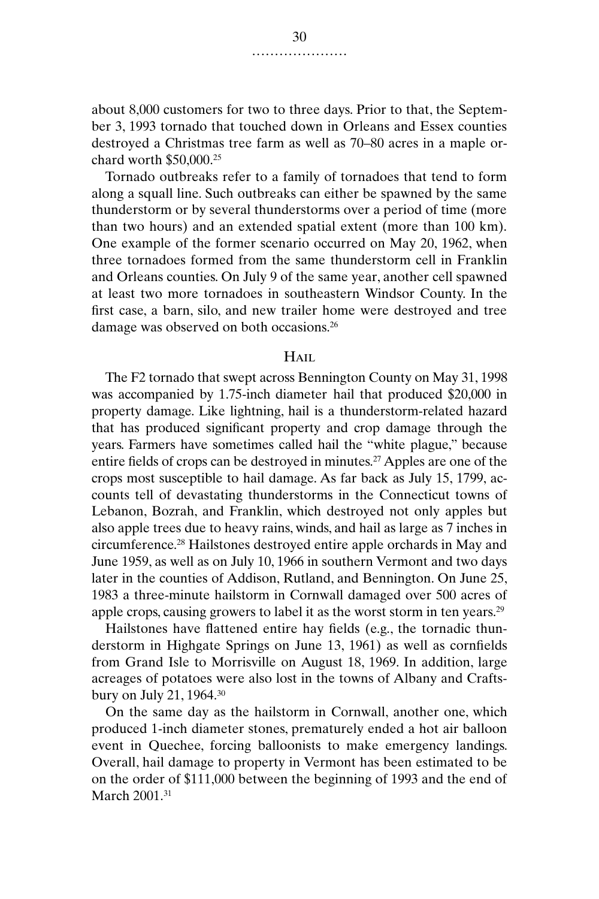about 8,000 customers for two to three days. Prior to that, the September 3, 1993 tornado that touched down in Orleans and Essex counties destroyed a Christmas tree farm as well as 70–80 acres in a maple orchard worth $50,000.[25]

Tornado outbreaks refer to a family of tornadoes that tend to form along a squall line. Such outbreaks can either be spawned by the same thunderstorm or by several thunderstorms over a period of time (more than two hours) and an extended spatial extent (more than 100 km). One example of the former scenario occurred on May 20, 1962, when three tornadoes formed from the same thunderstorm cell in Franklin and Orleans counties. On July 9 of the same year, another cell spawned at least two more tornadoes in southeastern Windsor County. In the first case, a barn, silo, and new trailer home were destroyed and tree damage was observed on both occasions.[26]

## Hail

The F2 tornado that swept across Bennington County on May 31, 1998 was accompanied by 1.75-inch diameter hail that produced $20,000 in property damage. Like lightning, hail is a thunderstorm-related hazard that has produced significant property and crop damage through the years. Farmers have sometimes called hail the "white plague," because entire fields of crops can be destroyed in minutes.[27] Apples are one of the crops most susceptible to hail damage. As far back as July 15, 1799, accounts tell of devastating thunderstorms in the Connecticut towns of Lebanon, Bozrah, and Franklin, which destroyed not only apples but also apple trees due to heavy rains, winds, and hail as large as 7 inches in circumference.[28] Hailstones destroyed entire apple orchards in May and June 1959, as well as on July 10, 1966 in southern Vermont and two days later in the counties of Addison, Rutland, and Bennington. On June 25, 1983 a three-minute hailstorm in Cornwall damaged over 500 acres of apple crops, causing growers to label it as the worst storm in ten years.[29]

Hailstones have flattened entire hay fields (e.g., the tornadic thunderstorm in Highgate Springs on June 13, 1961) as well as cornfields from Grand Isle to Morrisville on August 18, 1969. In addition, large acreages of potatoes were also lost in the towns of Albany and Craftsbury on July 21, 1964.[30]

On the same day as the hailstorm in Cornwall, another one, which produced 1-inch diameter stones, prematurely ended a hot air balloon event in Quechee, forcing balloonists to make emergency landings. Overall, hail damage to property in Vermont has been estimated to be on the order of $111,000 between the beginning of 1993 and the end of March 2001.[31]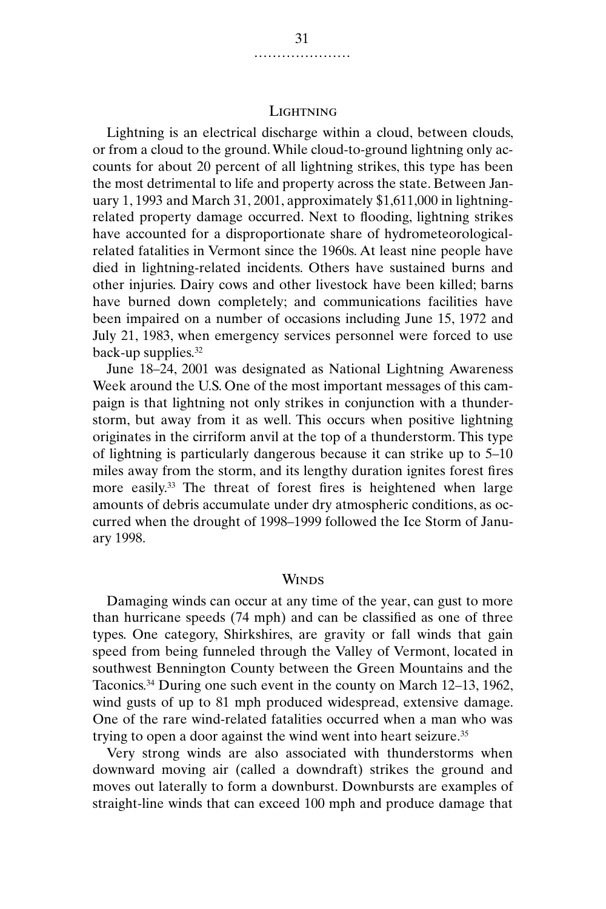## Lightning

Lightning is an electrical discharge within a cloud, between clouds, or from a cloud to the ground. While cloud-to-ground lightning only accounts for about 20 percent of all lightning strikes, this type has been the most detrimental to life and property across the state. Between January 1, 1993 and March 31, 2001, approximately $1,611,000 in lightning-related property damage occurred. Next to flooding, lightning strikes have accounted for a disproportionate share of hydrometeorological-related fatalities in Vermont since the 1960s. At least nine people have died in lightning-related incidents. Others have sustained burns and other injuries. Dairy cows and other livestock have been killed; barns have burned down completely; and communications facilities have been impaired on a number of occasions including June 15, 1972 and July 21, 1983, when emergency services personnel were forced to use back-up supplies.[32]

June 18–24, 2001 was designated as National Lightning Awareness Week around the U.S. One of the most important messages of this campaign is that lightning not only strikes in conjunction with a thunderstorm, but away from it as well. This occurs when positive lightning originates in the cirriform anvil at the top of a thunderstorm. This type of lightning is particularly dangerous because it can strike up to 5–10 miles away from the storm, and its lengthy duration ignites forest fires more easily.[33] The threat of forest fires is heightened when large amounts of debris accumulate under dry atmospheric conditions, as occurred when the drought of 1998–1999 followed the Ice Storm of January 1998.

## Winds

Damaging winds can occur at any time of the year, can gust to more than hurricane speeds (74 mph) and can be classified as one of three types. One category, Shirkshires, are gravity or fall winds that gain speed from being funneled through the Valley of Vermont, located in southwest Bennington County between the Green Mountains and the Taconics.[34] During one such event in the county on March 12–13, 1962, wind gusts of up to 81 mph produced widespread, extensive damage. One of the rare wind-related fatalities occurred when a man who was trying to open a door against the wind went into heart seizure.[35]

Very strong winds are also associated with thunderstorms when downward moving air (called a downdraft) strikes the ground and moves out laterally to form a downburst. Downbursts are examples of straight-line winds that can exceed 100 mph and produce damage that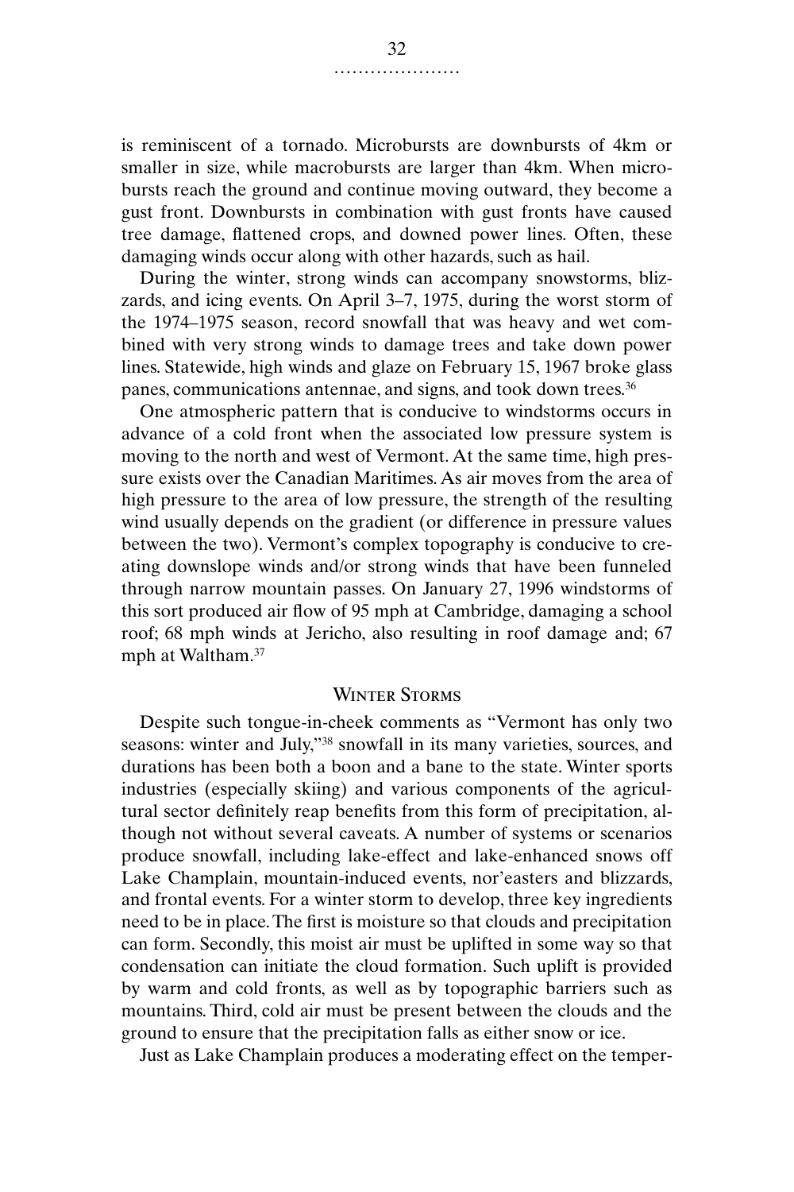is reminiscent of a tornado. Microbursts are downbursts of 4km or smaller in size, while macrobursts are larger than 4km. When microbursts reach the ground and continue moving outward, they become a gust front. Downbursts in combination with gust fronts have caused tree damage, flattened crops, and downed power lines. Often, these damaging winds occur along with other hazards, such as hail.

During the winter, strong winds can accompany snowstorms, blizzards, and icing events. On April 3–7, 1975, during the worst storm of the 1974–1975 season, record snowfall that was heavy and wet combined with very strong winds to damage trees and take down power lines. Statewide, high winds and glaze on February 15, 1967 broke glass panes, communications antennae, and signs, and took down trees.[36]

One atmospheric pattern that is conducive to windstorms occurs in advance of a cold front when the associated low pressure system is moving to the north and west of Vermont. At the same time, high pressure exists over the Canadian Maritimes. As air moves from the area of high pressure to the area of low pressure, the strength of the resulting wind usually depends on the gradient (or difference in pressure values between the two). Vermont's complex topography is conducive to creating downslope winds and/or strong winds that have been funneled through narrow mountain passes. On January 27, 1996 windstorms of this sort produced air flow of 95 mph at Cambridge, damaging a school roof; 68 mph winds at Jericho, also resulting in roof damage and; 67 mph at Waltham.[37]

## Winter Storms

Despite such tongue-in-cheek comments as "Vermont has only two seasons: winter and July,"[38] snowfall in its many varieties, sources, and durations has been both a boon and a bane to the state. Winter sports industries (especially skiing) and various components of the agricultural sector definitely reap benefits from this form of precipitation, although not without several caveats. A number of systems or scenarios produce snowfall, including lake-effect and lake-enhanced snows off Lake Champlain, mountain-induced events, nor'easters and blizzards, and frontal events. For a winter storm to develop, three key ingredients need to be in place. The first is moisture so that clouds and precipitation can form. Secondly, this moist air must be uplifted in some way so that condensation can initiate the cloud formation. Such uplift is provided by warm and cold fronts, as well as by topographic barriers such as mountains. Third, cold air must be present between the clouds and the ground to ensure that the precipitation falls as either snow or ice.

Just as Lake Champlain produces a moderating effect on the temper-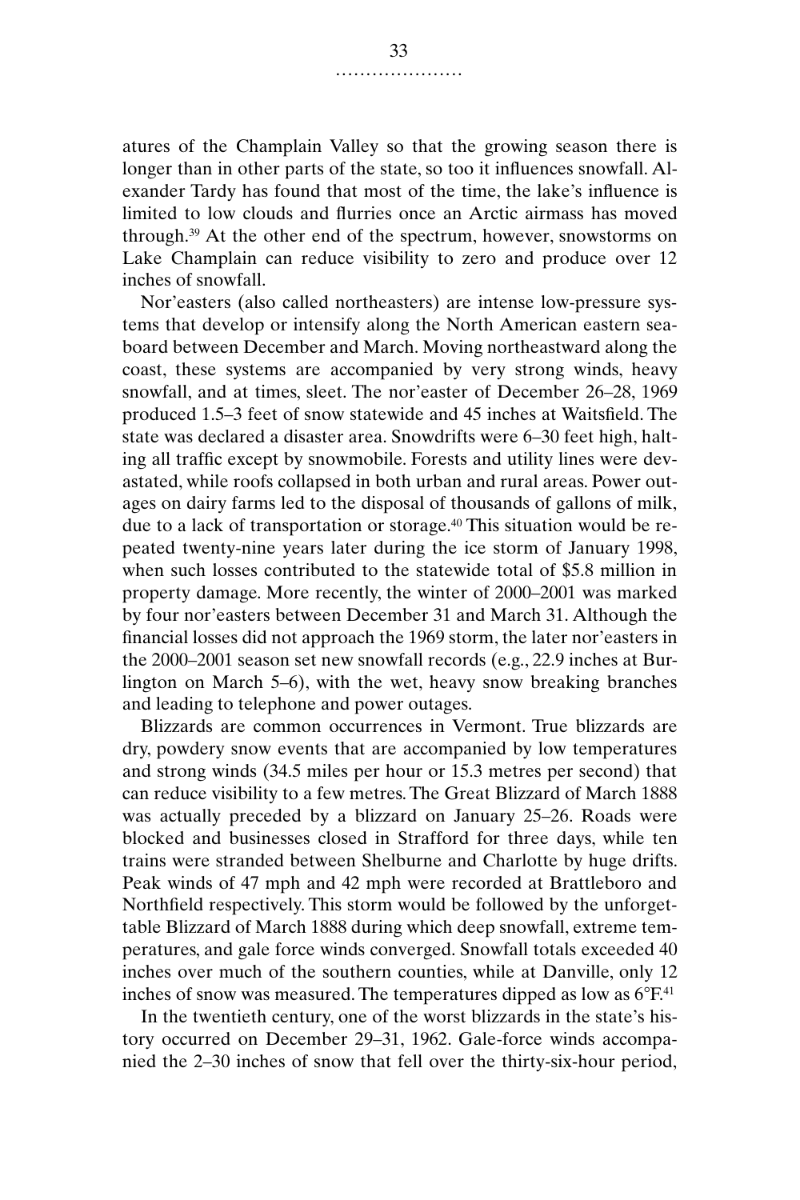atures of the Champlain Valley so that the growing season there is longer than in other parts of the state, so too it influences snowfall. Alexander Tardy has found that most of the time, the lake's influence is limited to low clouds and flurries once an Arctic airmass has moved through.[39] At the other end of the spectrum, however, snowstorms on Lake Champlain can reduce visibility to zero and produce over 12 inches of snowfall.

Nor'easters (also called northeasters) are intense low-pressure systems that develop or intensify along the North American eastern seaboard between December and March. Moving northeastward along the coast, these systems are accompanied by very strong winds, heavy snowfall, and at times, sleet. The nor'easter of December 26–28, 1969 produced 1.5–3 feet of snow statewide and 45 inches at Waitsfield. The state was declared a disaster area. Snowdrifts were 6–30 feet high, halting all traffic except by snowmobile. Forests and utility lines were devastated, while roofs collapsed in both urban and rural areas. Power outages on dairy farms led to the disposal of thousands of gallons of milk, due to a lack of transportation or storage.[40] This situation would be repeated twenty-nine years later during the ice storm of January 1998, when such losses contributed to the statewide total of $5.8 million in property damage. More recently, the winter of 2000–2001 was marked by four nor'easters between December 31 and March 31. Although the financial losses did not approach the 1969 storm, the later nor'easters in the 2000–2001 season set new snowfall records (e.g., 22.9 inches at Burlington on March 5–6), with the wet, heavy snow breaking branches and leading to telephone and power outages.

Blizzards are common occurrences in Vermont. True blizzards are dry, powdery snow events that are accompanied by low temperatures and strong winds (34.5 miles per hour or 15.3 metres per second) that can reduce visibility to a few metres. The Great Blizzard of March 1888 was actually preceded by a blizzard on January 25–26. Roads were blocked and businesses closed in Strafford for three days, while ten trains were stranded between Shelburne and Charlotte by huge drifts. Peak winds of 47 mph and 42 mph were recorded at Brattleboro and Northfield respectively. This storm would be followed by the unforgettable Blizzard of March 1888 during which deep snowfall, extreme temperatures, and gale force winds converged. Snowfall totals exceeded 40 inches over much of the southern counties, while at Danville, only 12 inches of snow was measured. The temperatures dipped as low as 6°F.[41]

In the twentieth century, one of the worst blizzards in the state's history occurred on December 29–31, 1962. Gale-force winds accompanied the 2–30 inches of snow that fell over the thirty-six-hour period,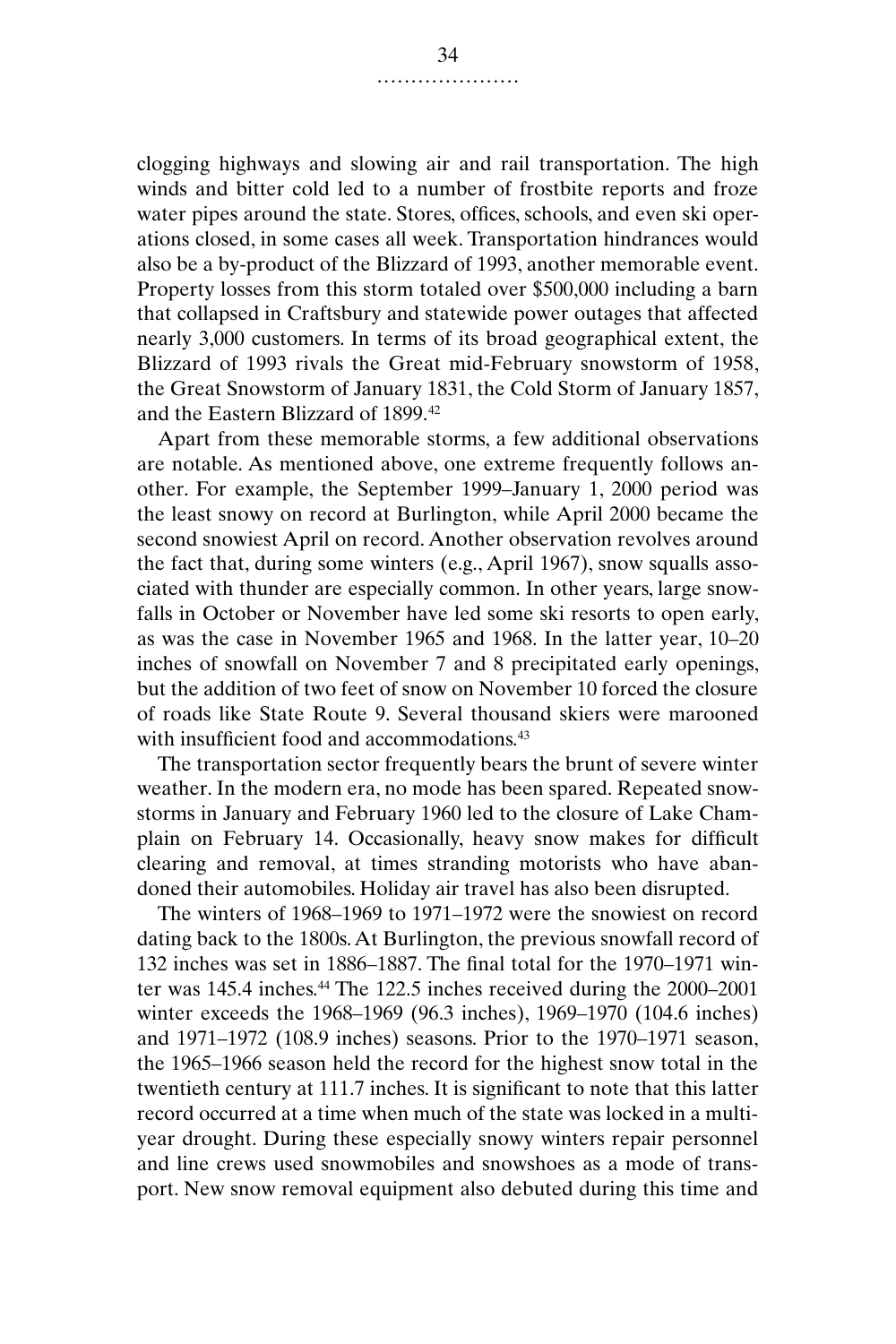clogging highways and slowing air and rail transportation. The high winds and bitter cold led to a number of frostbite reports and froze water pipes around the state. Stores, offices, schools, and even ski operations closed, in some cases all week. Transportation hindrances would also be a by-product of the Blizzard of 1993, another memorable event. Property losses from this storm totaled over $500,000 including a barn that collapsed in Craftsbury and statewide power outages that affected nearly 3,000 customers. In terms of its broad geographical extent, the Blizzard of 1993 rivals the Great mid-February snowstorm of 1958, the Great Snowstorm of January 1831, the Cold Storm of January 1857, and the Eastern Blizzard of 1899.[42]

Apart from these memorable storms, a few additional observations are notable. As mentioned above, one extreme frequently follows another. For example, the September 1999–January 1, 2000 period was the least snowy on record at Burlington, while April 2000 became the second snowiest April on record. Another observation revolves around the fact that, during some winters (e.g., April 1967), snow squalls associated with thunder are especially common. In other years, large snowfalls in October or November have led some ski resorts to open early, as was the case in November 1965 and 1968. In the latter year, 10–20 inches of snowfall on November 7 and 8 precipitated early openings, but the addition of two feet of snow on November 10 forced the closure of roads like State Route 9. Several thousand skiers were marooned with insufficient food and accommodations.[43]

The transportation sector frequently bears the brunt of severe winter weather. In the modern era, no mode has been spared. Repeated snowstorms in January and February 1960 led to the closure of Lake Champlain on February 14. Occasionally, heavy snow makes for difficult clearing and removal, at times stranding motorists who have abandoned their automobiles. Holiday air travel has also been disrupted.

The winters of 1968–1969 to 1971–1972 were the snowiest on record dating back to the 1800s. At Burlington, the previous snowfall record of 132 inches was set in 1886–1887. The final total for the 1970–1971 winter was 145.4 inches.[44] The 122.5 inches received during the 2000–2001 winter exceeds the 1968–1969 (96.3 inches), 1969–1970 (104.6 inches) and 1971–1972 (108.9 inches) seasons. Prior to the 1970–1971 season, the 1965–1966 season held the record for the highest snow total in the twentieth century at 111.7 inches. It is significant to note that this latter record occurred at a time when much of the state was locked in a multi-year drought. During these especially snowy winters repair personnel and line crews used snowmobiles and snowshoes as a mode of transport. New snow removal equipment also debuted during this time and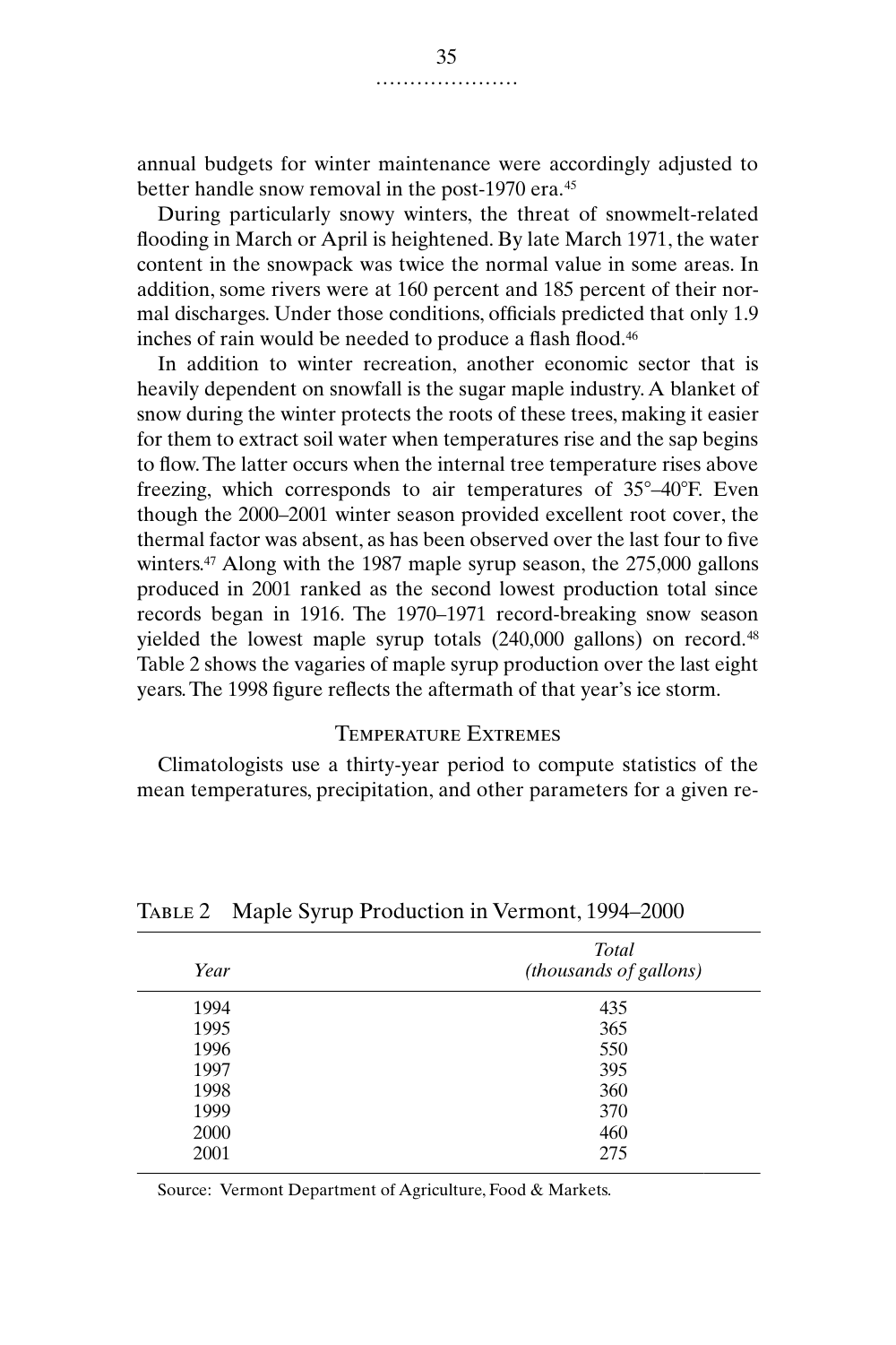annual budgets for winter maintenance were accordingly adjusted to better handle snow removal in the post-1970 era.[45]

During particularly snowy winters, the threat of snowmelt-related flooding in March or April is heightened. By late March 1971, the water content in the snowpack was twice the normal value in some areas. In addition, some rivers were at 160 percent and 185 percent of their normal discharges. Under those conditions, officials predicted that only 1.9 inches of rain would be needed to produce a flash flood.[46]

In addition to winter recreation, another economic sector that is heavily dependent on snowfall is the sugar maple industry. A blanket of snow during the winter protects the roots of these trees, making it easier for them to extract soil water when temperatures rise and the sap begins to flow. The latter occurs when the internal tree temperature rises above freezing, which corresponds to air temperatures of 35°–40°F. Even though the 2000–2001 winter season provided excellent root cover, the thermal factor was absent, as has been observed over the last four to five winters.[47] Along with the 1987 maple syrup season, the 275,000 gallons produced in 2001 ranked as the second lowest production total since records began in 1916. The 1970–1971 record-breaking snow season yielded the lowest maple syrup totals (240,000 gallons) on record.[48] Table 2 shows the vagaries of maple syrup production over the last eight years. The 1998 figure reflects the aftermath of that year's ice storm.

### Temperature Extremes

Climatologists use a thirty-year period to compute statistics of the mean temperatures, precipitation, and other parameters for a given re-

Table 2 Maple Syrup Production in Vermont, 1994–2000

| *Year* | *Total (thousands of gallons)* |
|---|---|
| 1994 | 435 |
| 1995 | 365 |
| 1996 | 550 |
| 1997 | 395 |
| 1998 | 360 |
| 1999 | 370 |
| 2000 | 460 |
| 2001 | 275 |

Source: Vermont Department of Agriculture, Food & Markets.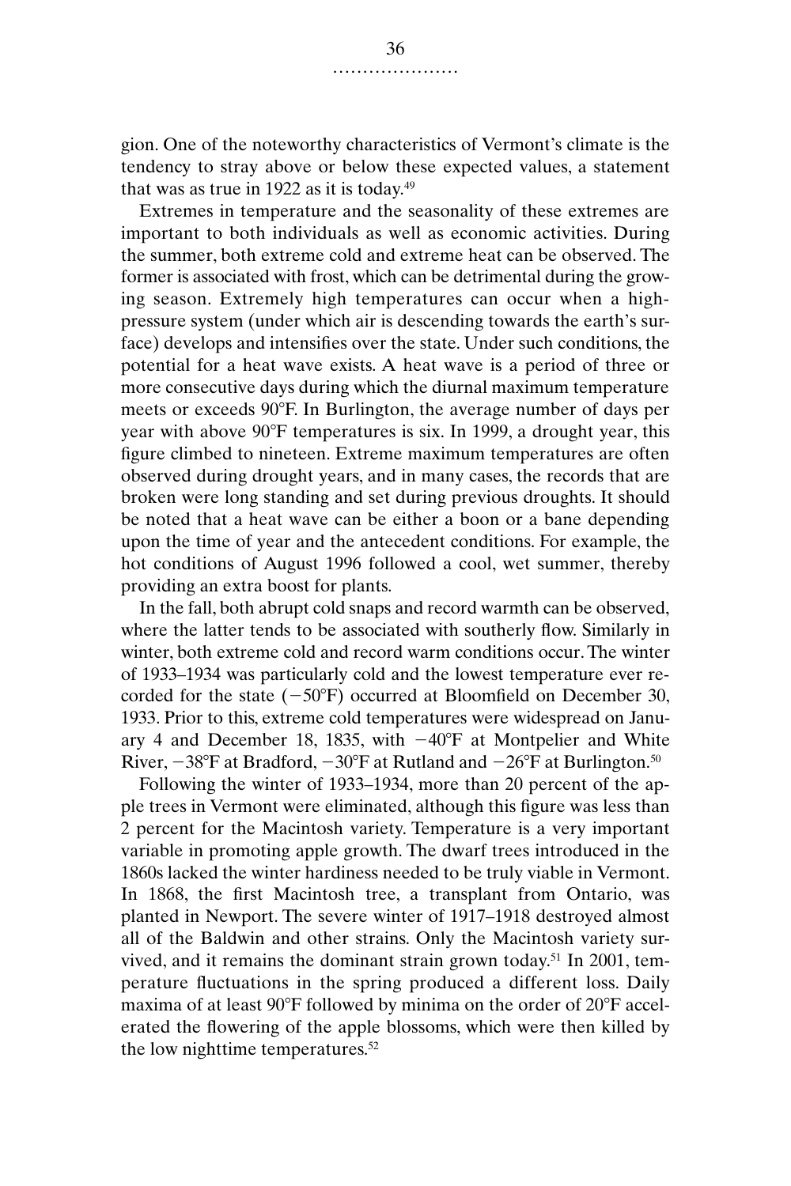gion. One of the noteworthy characteristics of Vermont's climate is the tendency to stray above or below these expected values, a statement that was as true in 1922 as it is today.[49]

Extremes in temperature and the seasonality of these extremes are important to both individuals as well as economic activities. During the summer, both extreme cold and extreme heat can be observed. The former is associated with frost, which can be detrimental during the growing season. Extremely high temperatures can occur when a high-pressure system (under which air is descending towards the earth's surface) develops and intensifies over the state. Under such conditions, the potential for a heat wave exists. A heat wave is a period of three or more consecutive days during which the diurnal maximum temperature meets or exceeds 90°F. In Burlington, the average number of days per year with above 90°F temperatures is six. In 1999, a drought year, this figure climbed to nineteen. Extreme maximum temperatures are often observed during drought years, and in many cases, the records that are broken were long standing and set during previous droughts. It should be noted that a heat wave can be either a boon or a bane depending upon the time of year and the antecedent conditions. For example, the hot conditions of August 1996 followed a cool, wet summer, thereby providing an extra boost for plants.

In the fall, both abrupt cold snaps and record warmth can be observed, where the latter tends to be associated with southerly flow. Similarly in winter, both extreme cold and record warm conditions occur. The winter of 1933–1934 was particularly cold and the lowest temperature ever recorded for the state (−50°F) occurred at Bloomfield on December 30, 1933. Prior to this, extreme cold temperatures were widespread on January 4 and December 18, 1835, with −40°F at Montpelier and White River, −38°F at Bradford, −30°F at Rutland and −26°F at Burlington.[50]

Following the winter of 1933–1934, more than 20 percent of the apple trees in Vermont were eliminated, although this figure was less than 2 percent for the Macintosh variety. Temperature is a very important variable in promoting apple growth. The dwarf trees introduced in the 1860s lacked the winter hardiness needed to be truly viable in Vermont. In 1868, the first Macintosh tree, a transplant from Ontario, was planted in Newport. The severe winter of 1917–1918 destroyed almost all of the Baldwin and other strains. Only the Macintosh variety survived, and it remains the dominant strain grown today.[51] In 2001, temperature fluctuations in the spring produced a different loss. Daily maxima of at least 90°F followed by minima on the order of 20°F accelerated the flowering of the apple blossoms, which were then killed by the low nighttime temperatures.[52]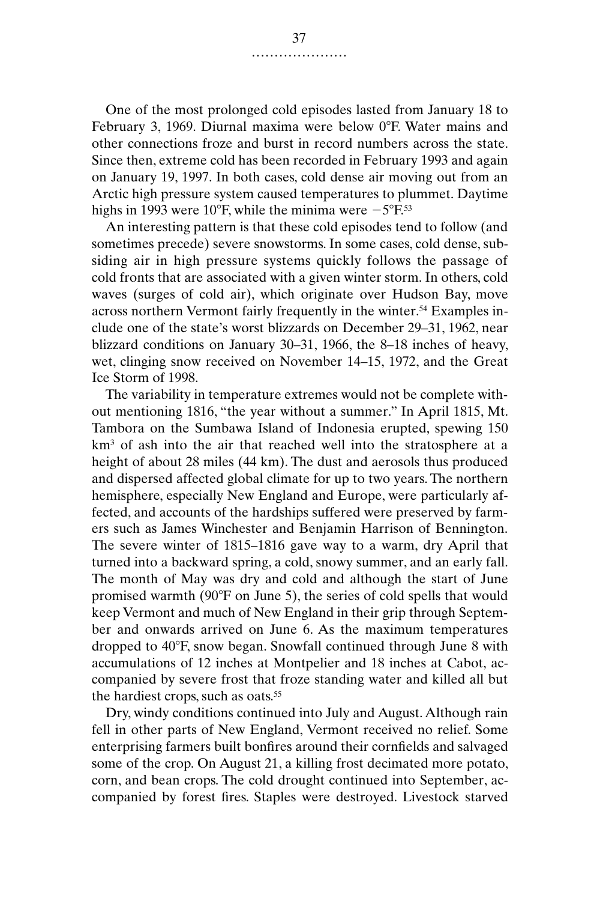One of the most prolonged cold episodes lasted from January 18 to February 3, 1969. Diurnal maxima were below 0°F. Water mains and other connections froze and burst in record numbers across the state. Since then, extreme cold has been recorded in February 1993 and again on January 19, 1997. In both cases, cold dense air moving out from an Arctic high pressure system caused temperatures to plummet. Daytime highs in 1993 were 10°F, while the minima were −5°F.[53]

An interesting pattern is that these cold episodes tend to follow (and sometimes precede) severe snowstorms. In some cases, cold dense, subsiding air in high pressure systems quickly follows the passage of cold fronts that are associated with a given winter storm. In others, cold waves (surges of cold air), which originate over Hudson Bay, move across northern Vermont fairly frequently in the winter.[54] Examples include one of the state's worst blizzards on December 29–31, 1962, near blizzard conditions on January 30–31, 1966, the 8–18 inches of heavy, wet, clinging snow received on November 14–15, 1972, and the Great Ice Storm of 1998.

The variability in temperature extremes would not be complete without mentioning 1816, "the year without a summer." In April 1815, Mt. Tambora on the Sumbawa Island of Indonesia erupted, spewing 150 km$^3$ of ash into the air that reached well into the stratosphere at a height of about 28 miles (44 km). The dust and aerosols thus produced and dispersed affected global climate for up to two years. The northern hemisphere, especially New England and Europe, were particularly affected, and accounts of the hardships suffered were preserved by farmers such as James Winchester and Benjamin Harrison of Bennington. The severe winter of 1815–1816 gave way to a warm, dry April that turned into a backward spring, a cold, snowy summer, and an early fall. The month of May was dry and cold and although the start of June promised warmth (90°F on June 5), the series of cold spells that would keep Vermont and much of New England in their grip through September and onwards arrived on June 6. As the maximum temperatures dropped to 40°F, snow began. Snowfall continued through June 8 with accumulations of 12 inches at Montpelier and 18 inches at Cabot, accompanied by severe frost that froze standing water and killed all but the hardiest crops, such as oats.[55]

Dry, windy conditions continued into July and August. Although rain fell in other parts of New England, Vermont received no relief. Some enterprising farmers built bonfires around their cornfields and salvaged some of the crop. On August 21, a killing frost decimated more potato, corn, and bean crops. The cold drought continued into September, accompanied by forest fires. Staples were destroyed. Livestock starved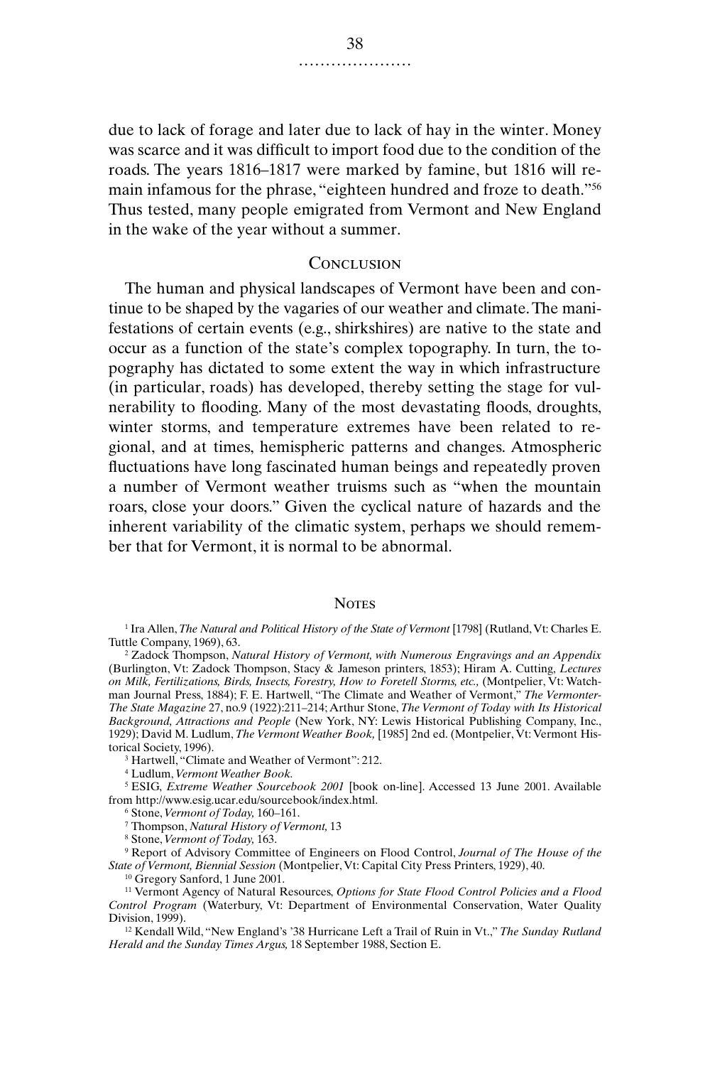due to lack of forage and later due to lack of hay in the winter. Money was scarce and it was difficult to import food due to the condition of the roads. The years 1816–1817 were marked by famine, but 1816 will remain infamous for the phrase, "eighteen hundred and froze to death."[56] Thus tested, many people emigrated from Vermont and New England in the wake of the year without a summer.

## Conclusion

The human and physical landscapes of Vermont have been and continue to be shaped by the vagaries of our weather and climate. The manifestations of certain events (e.g., shirkshires) are native to the state and occur as a function of the state's complex topography. In turn, the topography has dictated to some extent the way in which infrastructure (in particular, roads) has developed, thereby setting the stage for vulnerability to flooding. Many of the most devastating floods, droughts, winter storms, and temperature extremes have been related to regional, and at times, hemispheric patterns and changes. Atmospheric fluctuations have long fascinated human beings and repeatedly proven a number of Vermont weather truisms such as "when the mountain roars, close your doors." Given the cyclical nature of hazards and the inherent variability of the climatic system, perhaps we should remember that for Vermont, it is normal to be abnormal.

## Notes

1 Ira Allen, *The Natural and Political History of the State of Vermont* [1798] (Rutland, Vt: Charles E. Tuttle Company, 1969), 63.

2 Zadock Thompson, *Natural History of Vermont, with Numerous Engravings and an Appendix* (Burlington, Vt: Zadock Thompson, Stacy & Jameson printers, 1853); Hiram A. Cutting, *Lectures on Milk, Fertilizations, Birds, Insects, Forestry, How to Foretell Storms, etc.,* (Montpelier, Vt: Watchman Journal Press, 1884); F. E. Hartwell, "The Climate and Weather of Vermont," *The Vermonter-The State Magazine* 27, no.9 (1922):211–214; Arthur Stone, *The Vermont of Today with Its Historical Background, Attractions and People* (New York, NY: Lewis Historical Publishing Company, Inc., 1929); David M. Ludlum, *The Vermont Weather Book,* [1985] 2nd ed. (Montpelier, Vt: Vermont Historical Society, 1996).

3 Hartwell, "Climate and Weather of Vermont": 212.

4 Ludlum, *Vermont Weather Book.*

5 ESIG, *Extreme Weather Sourcebook 2001* [book on-line]. Accessed 13 June 2001. Available from http://www.esig.ucar.edu/sourcebook/index.html.

6 Stone, *Vermont of Today,* 160–161.

7 Thompson, *Natural History of Vermont,* 13

8 Stone, *Vermont of Today,* 163.

9 Report of Advisory Committee of Engineers on Flood Control, *Journal of The House of the State of Vermont, Biennial Session* (Montpelier, Vt: Capital City Press Printers, 1929), 40.

10 Gregory Sanford, 1 June 2001.

11 Vermont Agency of Natural Resources, *Options for State Flood Control Policies and a Flood Control Program* (Waterbury, Vt: Department of Environmental Conservation, Water Quality Division, 1999).

12 Kendall Wild, "New England's '38 Hurricane Left a Trail of Ruin in Vt.," *The Sunday Rutland Herald and the Sunday Times Argus,* 18 September 1988, Section E.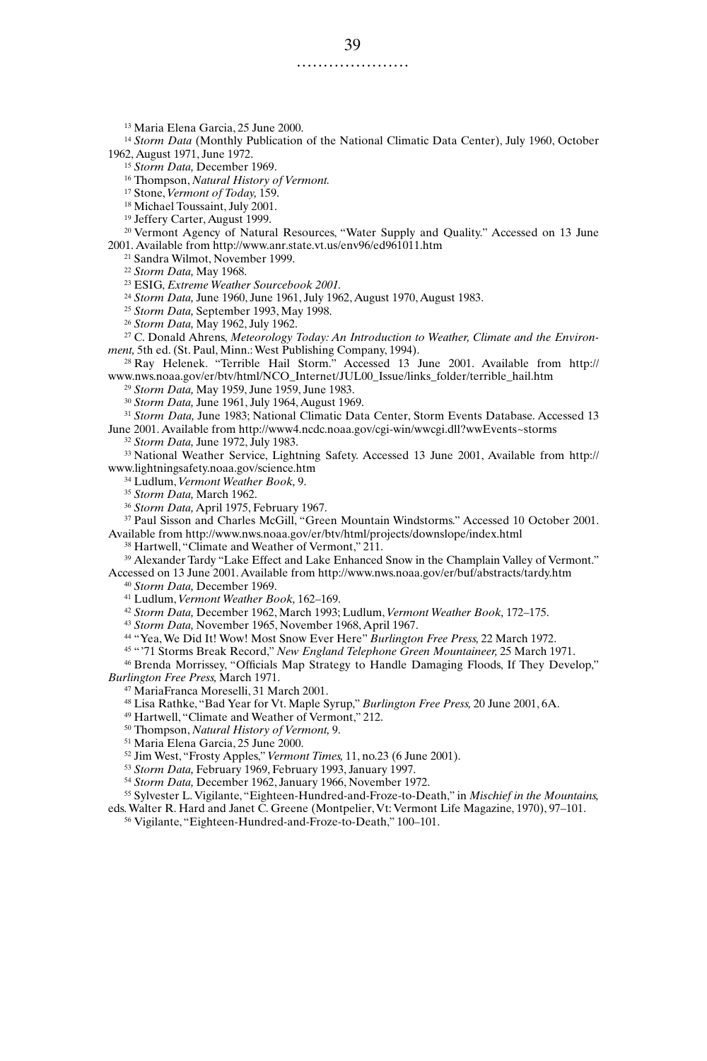[13] Maria Elena Garcia, 25 June 2000.

[14] *Storm Data* (Monthly Publication of the National Climatic Data Center), July 1960, October 1962, August 1971, June 1972.

[15] *Storm Data,* December 1969.

[16] Thompson, *Natural History of Vermont.*

[17] Stone, *Vermont of Today,* 159.

[18] Michael Toussaint, July 2001.

[19] Jeffery Carter, August 1999.

[20] Vermont Agency of Natural Resources, "Water Supply and Quality." Accessed on 13 June 2001. Available from http://www.anr.state.vt.us/env96/ed961011.htm

[21] Sandra Wilmot, November 1999.

[22] *Storm Data,* May 1968.

[23] ESIG, *Extreme Weather Sourcebook 2001.*

[24] *Storm Data,* June 1960, June 1961, July 1962, August 1970, August 1983.

[25] *Storm Data,* September 1993, May 1998.

[26] *Storm Data,* May 1962, July 1962.

[27] C. Donald Ahrens, *Meteorology Today: An Introduction to Weather, Climate and the Environment,* 5th ed. (St. Paul, Minn.: West Publishing Company, 1994).

[28] Ray Helenek. "Terrible Hail Storm." Accessed 13 June 2001. Available from http://www.nws.noaa.gov/er/btv/html/NCO_Internet/JUL00_Issue/links_folder/terrible_hail.htm

[29] *Storm Data,* May 1959, June 1959, June 1983.

[30] *Storm Data,* June 1961, July 1964, August 1969.

[31] *Storm Data,* June 1983; National Climatic Data Center, Storm Events Database. Accessed 13 June 2001. Available from http://www4.ncdc.noaa.gov/cgi-win/wwcgi.dll?wwEvents~storms

[32] *Storm Data,* June 1972, July 1983.

[33] National Weather Service, Lightning Safety. Accessed 13 June 2001, Available from http://www.lightningsafety.noaa.gov/science.htm

[34] Ludlum, *Vermont Weather Book,* 9.

[35] *Storm Data,* March 1962.

[36] *Storm Data,* April 1975, February 1967.

[37] Paul Sisson and Charles McGill, "Green Mountain Windstorms." Accessed 10 October 2001. Available from http://www.nws.noaa.gov/er/btv/html/projects/downslope/index.html

[38] Hartwell, "Climate and Weather of Vermont," 211.

[39] Alexander Tardy "Lake Effect and Lake Enhanced Snow in the Champlain Valley of Vermont." Accessed on 13 June 2001. Available from http://www.nws.noaa.gov/er/buf/abstracts/tardy.htm

[40] *Storm Data,* December 1969.

[41] Ludlum, *Vermont Weather Book,* 162–169.

[42] *Storm Data,* December 1962, March 1993; Ludlum, *Vermont Weather Book,* 172–175.

[43] *Storm Data,* November 1965, November 1968, April 1967.

[44] "Yea, We Did It! Wow! Most Snow Ever Here" *Burlington Free Press,* 22 March 1972.

[45] "'71 Storms Break Record," *New England Telephone Green Mountaineer,* 25 March 1971.

[46] Brenda Morrissey, "Officials Map Strategy to Handle Damaging Floods, If They Develop," *Burlington Free Press,* March 1971.

[47] MariaFranca Moreselli, 31 March 2001.

[48] Lisa Rathke, "Bad Year for Vt. Maple Syrup," *Burlington Free Press,* 20 June 2001, 6A.

[49] Hartwell, "Climate and Weather of Vermont," 212.

[50] Thompson, *Natural History of Vermont,* 9.

[51] Maria Elena Garcia, 25 June 2000.

[52] Jim West, "Frosty Apples," *Vermont Times,* 11, no.23 (6 June 2001).

[53] *Storm Data,* February 1969, February 1993, January 1997.

[54] *Storm Data,* December 1962, January 1966, November 1972.

[55] Sylvester L. Vigilante, "Eighteen-Hundred-and-Froze-to-Death," in *Mischief in the Mountains,* eds. Walter R. Hard and Janet C. Greene (Montpelier, Vt: Vermont Life Magazine, 1970), 97–101.

[56] Vigilante, "Eighteen-Hundred-and-Froze-to-Death," 100–101.